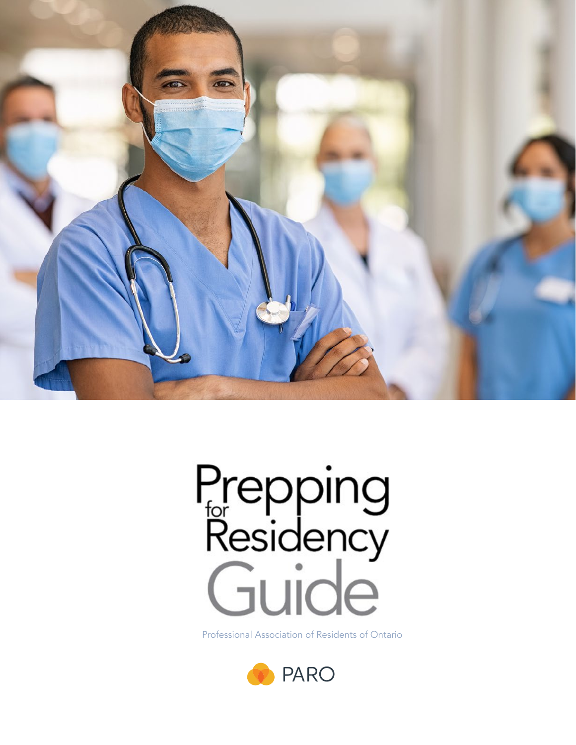# Prepping for Residency Guide

Professional Association of Residents of Ontario

PARO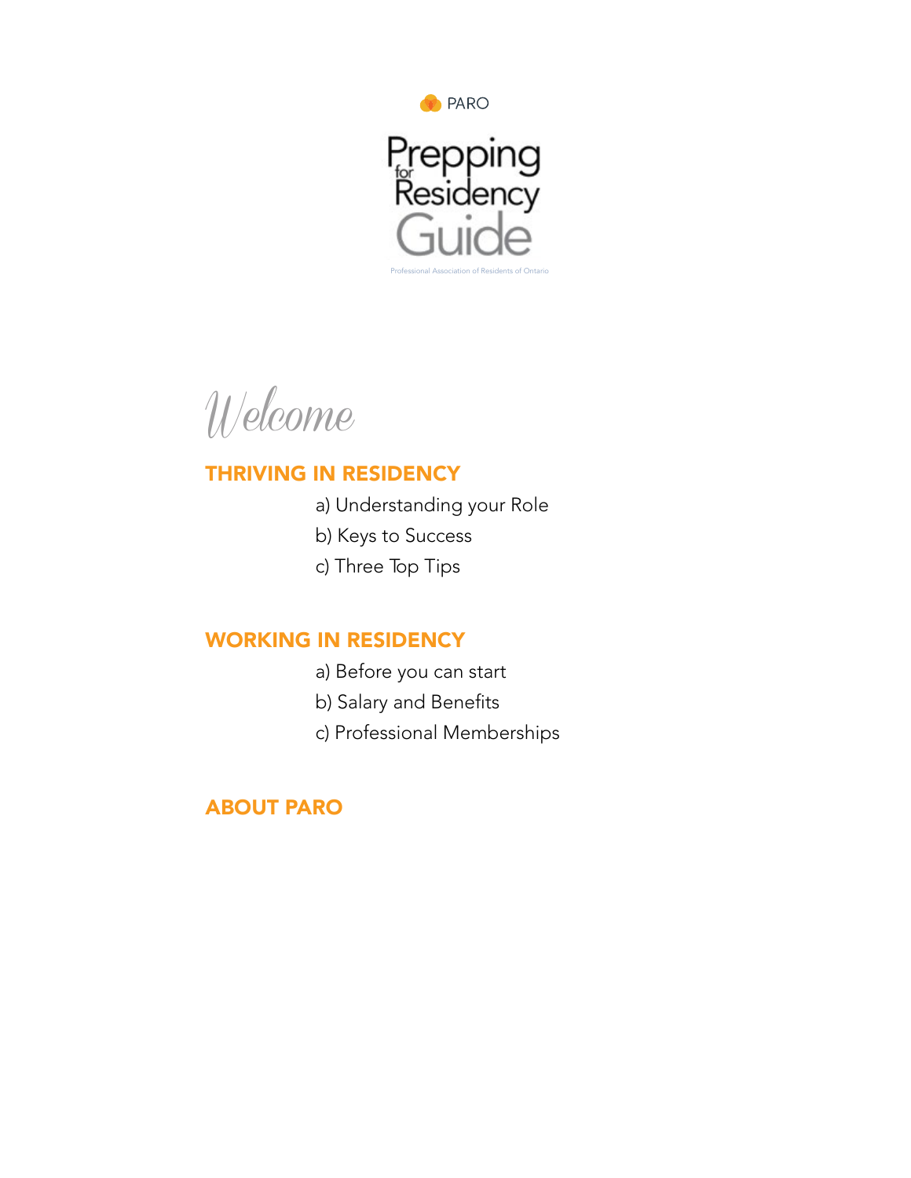PARO

# Prepping for Residency Guide

Professional Association of Residents of Ontario

## Welcome

### THRIVING IN RESIDENCY

a) Understanding your Role

b) Keys to Success

c) Three Top Tips

### WORKING IN RESIDENCY

a) Before you can start

b) Salary and Benefits

c) Professional Memberships

### ABOUT PARO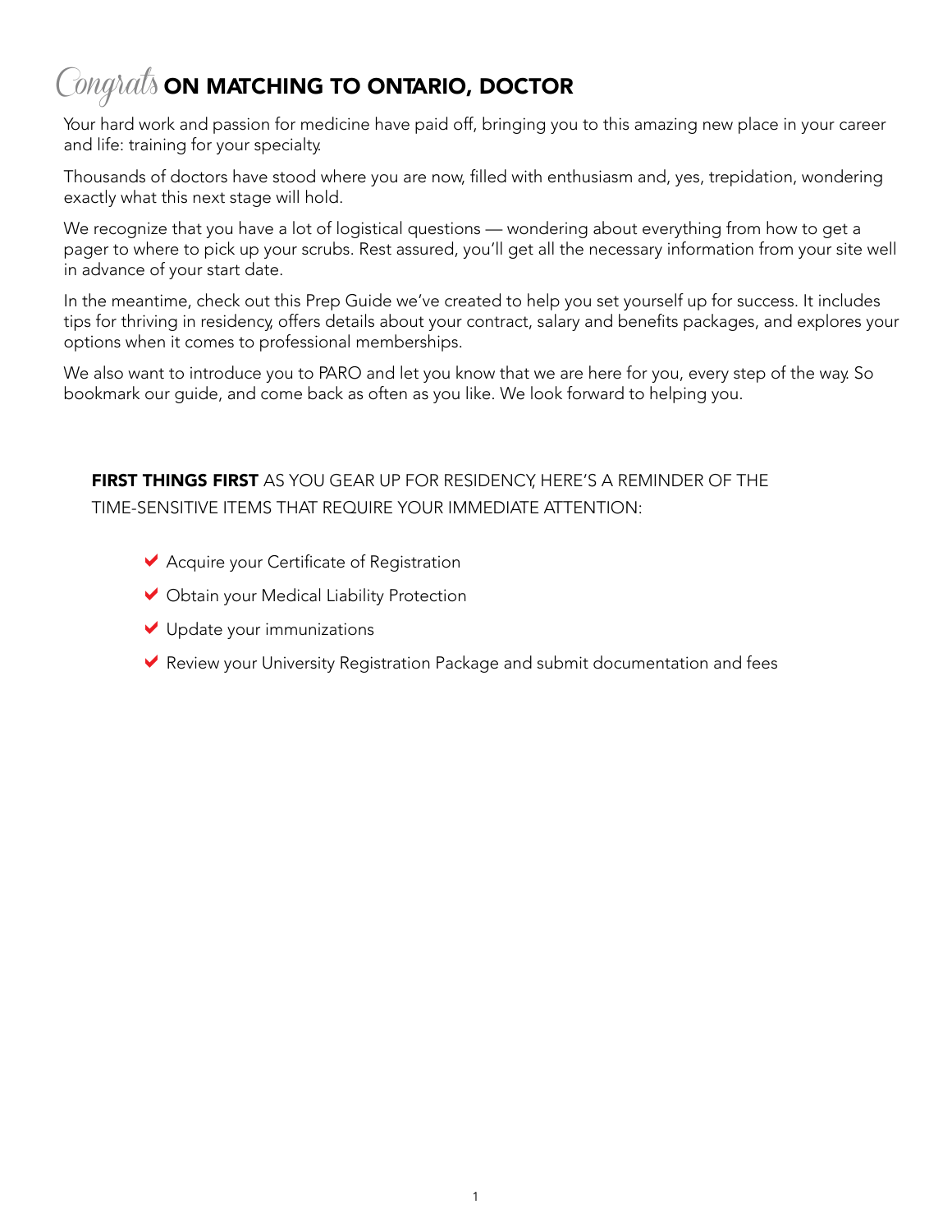# *Congrats* ON MATCHING TO ONTARIO, DOCTOR

Your hard work and passion for medicine have paid off, bringing you to this amazing new place in your career and life: training for your specialty.

Thousands of doctors have stood where you are now, filled with enthusiasm and, yes, trepidation, wondering exactly what this next stage will hold.

We recognize that you have a lot of logistical questions — wondering about everything from how to get a pager to where to pick up your scrubs. Rest assured, you'll get all the necessary information from your site well in advance of your start date.

In the meantime, check out this Prep Guide we've created to help you set yourself up for success. It includes tips for thriving in residency, offers details about your contract, salary and benefits packages, and explores your options when it comes to professional memberships.

We also want to introduce you to PARO and let you know that we are here for you, every step of the way. So bookmark our guide, and come back as often as you like. We look forward to helping you.

**FIRST THINGS FIRST** AS YOU GEAR UP FOR RESIDENCY, HERE'S A REMINDER OF THE TIME-SENSITIVE ITEMS THAT REQUIRE YOUR IMMEDIATE ATTENTION:

- ✔ Acquire your Certificate of Registration
- ✔ Obtain your Medical Liability Protection
- ✔ Update your immunizations
- ✔ Review your University Registration Package and submit documentation and fees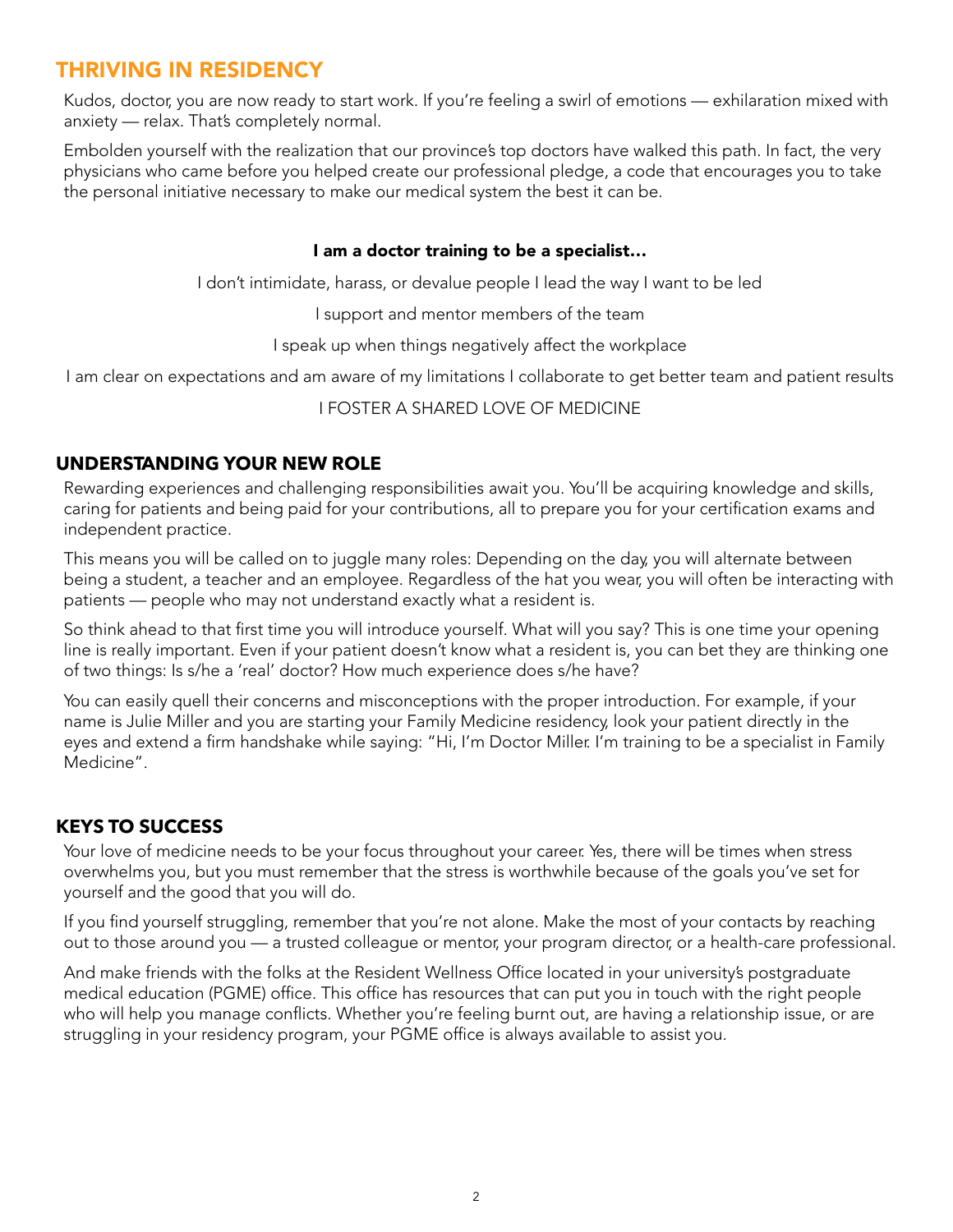# THRIVING IN RESIDENCY

Kudos, doctor, you are now ready to start work. If you're feeling a swirl of emotions — exhilaration mixed with anxiety — relax. That's completely normal.

Embolden yourself with the realization that our province's top doctors have walked this path. In fact, the very physicians who came before you helped create our professional pledge, a code that encourages you to take the personal initiative necessary to make our medical system the best it can be.

**I am a doctor training to be a specialist…**

I don't intimidate, harass, or devalue people I lead the way I want to be led

I support and mentor members of the team

I speak up when things negatively affect the workplace

I am clear on expectations and am aware of my limitations I collaborate to get better team and patient results

I FOSTER A SHARED LOVE OF MEDICINE

## UNDERSTANDING YOUR NEW ROLE

Rewarding experiences and challenging responsibilities await you. You'll be acquiring knowledge and skills, caring for patients and being paid for your contributions, all to prepare you for your certification exams and independent practice.

This means you will be called on to juggle many roles: Depending on the day, you will alternate between being a student, a teacher and an employee. Regardless of the hat you wear, you will often be interacting with patients — people who may not understand exactly what a resident is.

So think ahead to that first time you will introduce yourself. What will you say? This is one time your opening line is really important. Even if your patient doesn't know what a resident is, you can bet they are thinking one of two things: Is s/he a 'real' doctor? How much experience does s/he have?

You can easily quell their concerns and misconceptions with the proper introduction. For example, if your name is Julie Miller and you are starting your Family Medicine residency, look your patient directly in the eyes and extend a firm handshake while saying: "Hi, I'm Doctor Miller. I'm training to be a specialist in Family Medicine".

## KEYS TO SUCCESS

Your love of medicine needs to be your focus throughout your career. Yes, there will be times when stress overwhelms you, but you must remember that the stress is worthwhile because of the goals you've set for yourself and the good that you will do.

If you find yourself struggling, remember that you're not alone. Make the most of your contacts by reaching out to those around you — a trusted colleague or mentor, your program director, or a health-care professional.

And make friends with the folks at the Resident Wellness Office located in your university's postgraduate medical education (PGME) office. This office has resources that can put you in touch with the right people who will help you manage conflicts. Whether you're feeling burnt out, are having a relationship issue, or are struggling in your residency program, your PGME office is always available to assist you.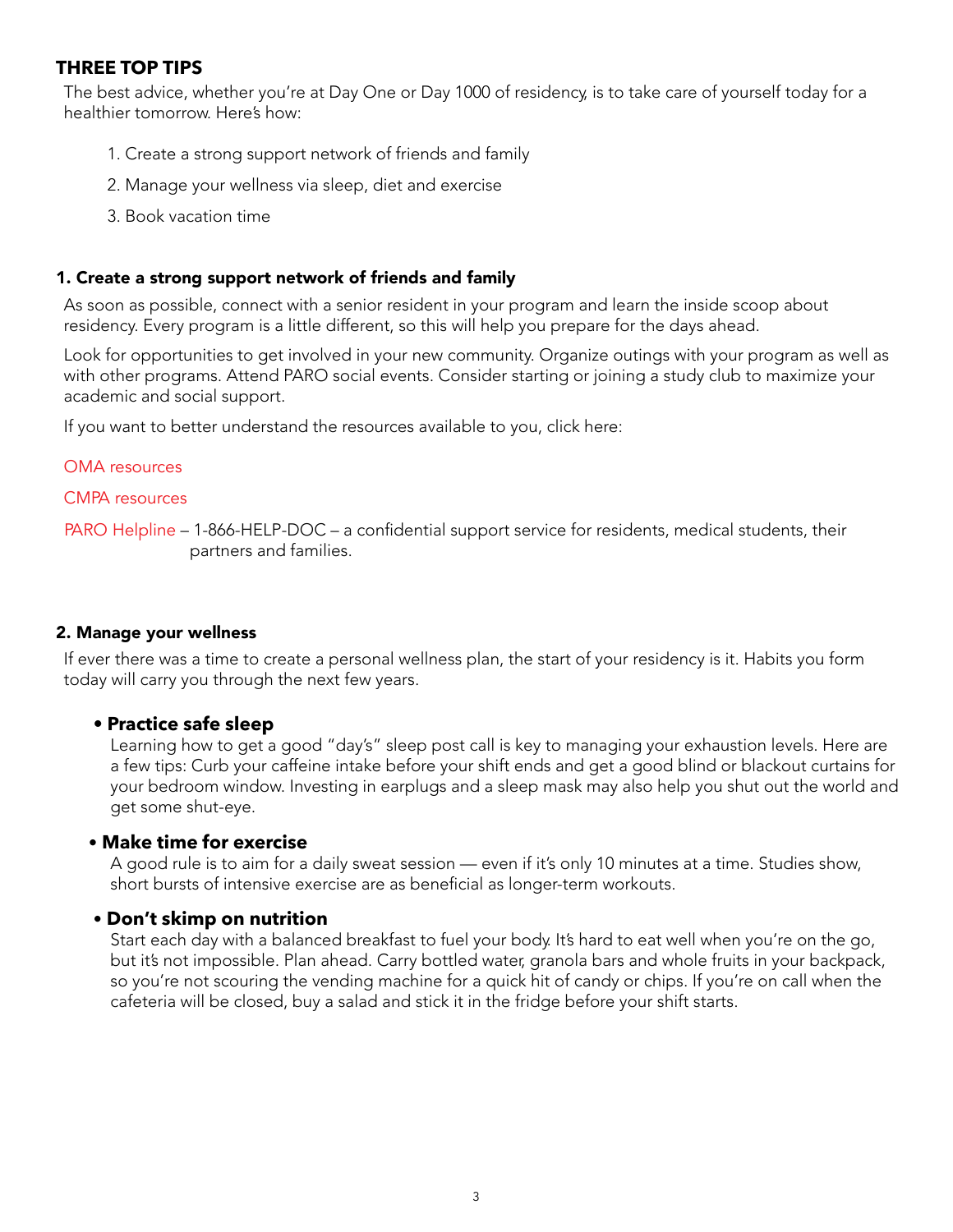## THREE TOP TIPS

The best advice, whether you're at Day One or Day 1000 of residency, is to take care of yourself today for a healthier tomorrow. Here's how:

1. Create a strong support network of friends and family
2. Manage your wellness via sleep, diet and exercise
3. Book vacation time

### 1. Create a strong support network of friends and family

As soon as possible, connect with a senior resident in your program and learn the inside scoop about residency. Every program is a little different, so this will help you prepare for the days ahead.

Look for opportunities to get involved in your new community. Organize outings with your program as well as with other programs. Attend PARO social events. Consider starting or joining a study club to maximize your academic and social support.

If you want to better understand the resources available to you, click here:

OMA resources

CMPA resources

PARO Helpline – 1-866-HELP-DOC – a confidential support service for residents, medical students, their partners and families.

### 2. Manage your wellness

If ever there was a time to create a personal wellness plan, the start of your residency is it. Habits you form today will carry you through the next few years.

- **Practice safe sleep**
  Learning how to get a good "day's" sleep post call is key to managing your exhaustion levels. Here are a few tips: Curb your caffeine intake before your shift ends and get a good blind or blackout curtains for your bedroom window. Investing in earplugs and a sleep mask may also help you shut out the world and get some shut-eye.

- **Make time for exercise**
  A good rule is to aim for a daily sweat session — even if it's only 10 minutes at a time. Studies show, short bursts of intensive exercise are as beneficial as longer-term workouts.

- **Don't skimp on nutrition**
  Start each day with a balanced breakfast to fuel your body. It's hard to eat well when you're on the go, but it's not impossible. Plan ahead. Carry bottled water, granola bars and whole fruits in your backpack, so you're not scouring the vending machine for a quick hit of candy or chips. If you're on call when the cafeteria will be closed, buy a salad and stick it in the fridge before your shift starts.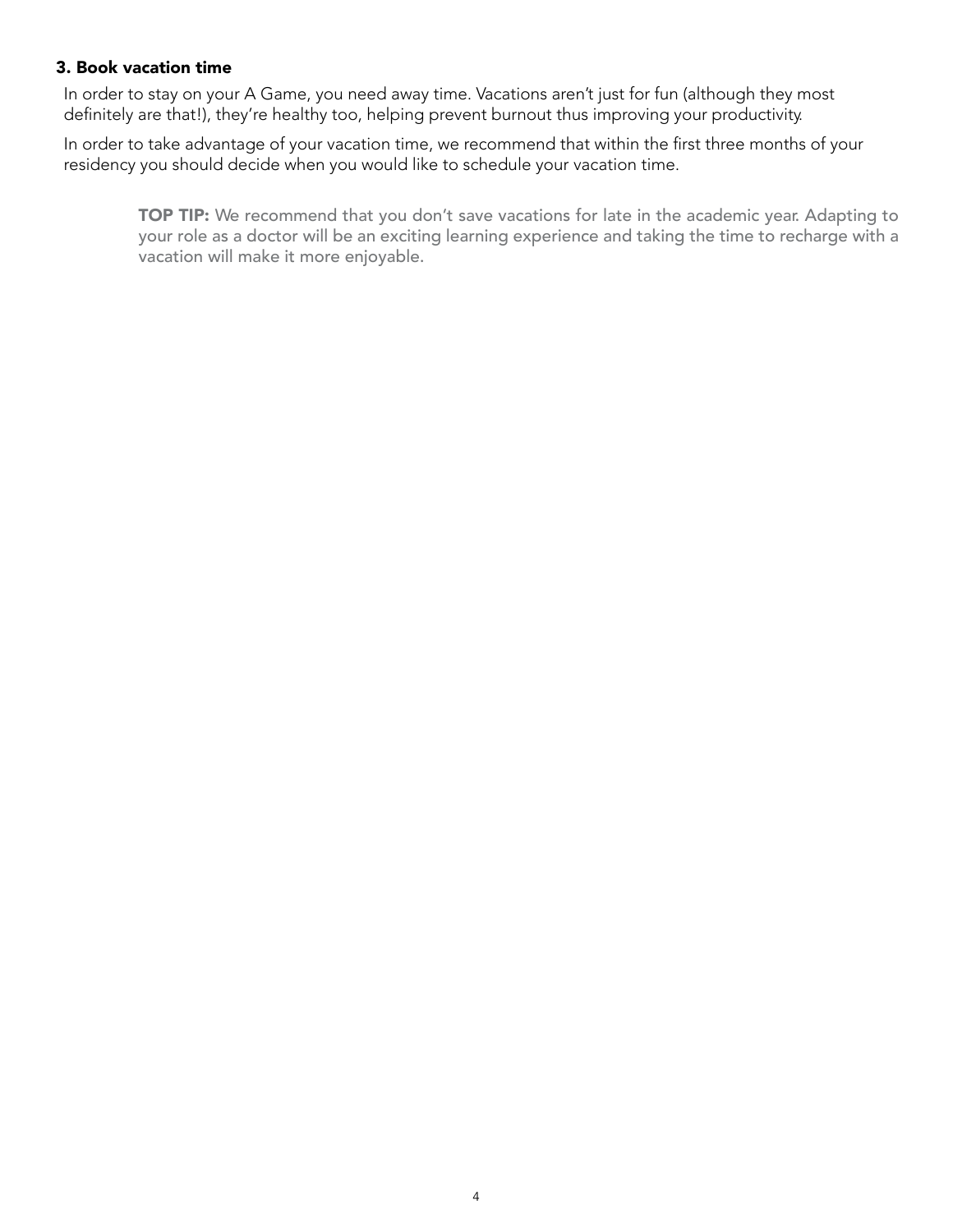### 3. Book vacation time

In order to stay on your A Game, you need away time. Vacations aren't just for fun (although they most definitely are that!), they're healthy too, helping prevent burnout thus improving your productivity.

In order to take advantage of your vacation time, we recommend that within the first three months of your residency you should decide when you would like to schedule your vacation time.

> **TOP TIP:** We recommend that you don't save vacations for late in the academic year. Adapting to your role as a doctor will be an exciting learning experience and taking the time to recharge with a vacation will make it more enjoyable.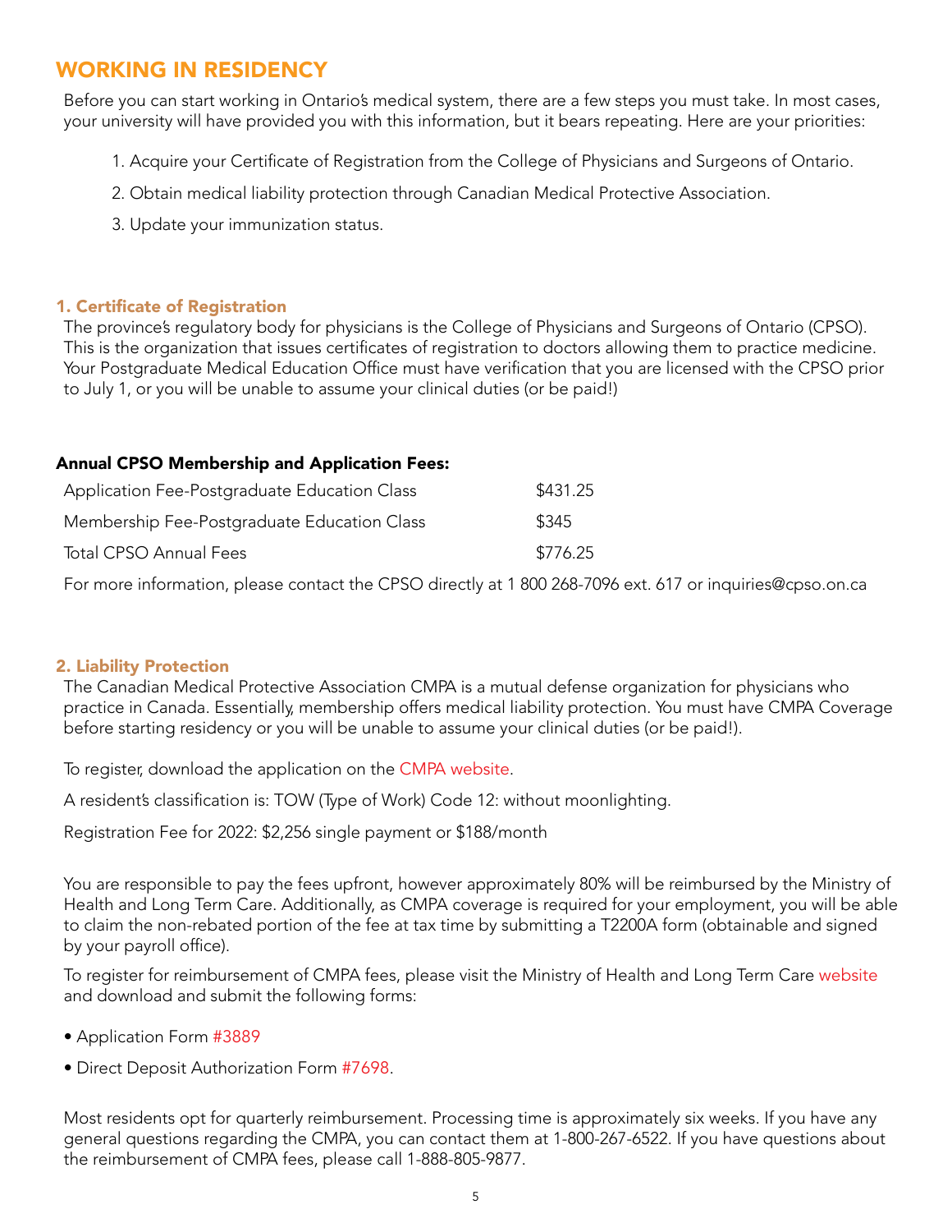# WORKING IN RESIDENCY

Before you can start working in Ontario's medical system, there are a few steps you must take. In most cases, your university will have provided you with this information, but it bears repeating. Here are your priorities:

1. Acquire your Certificate of Registration from the College of Physicians and Surgeons of Ontario.
2. Obtain medical liability protection through Canadian Medical Protective Association.
3. Update your immunization status.

### 1. Certificate of Registration

The province's regulatory body for physicians is the College of Physicians and Surgeons of Ontario (CPSO). This is the organization that issues certificates of registration to doctors allowing them to practice medicine. Your Postgraduate Medical Education Office must have verification that you are licensed with the CPSO prior to July 1, or you will be unable to assume your clinical duties (or be paid!)

**Annual CPSO Membership and Application Fees:**

| | |
|---|---|
| Application Fee-Postgraduate Education Class | $431.25 |
| Membership Fee-Postgraduate Education Class | $345 |
| Total CPSO Annual Fees | $776.25 |

For more information, please contact the CPSO directly at 1 800 268-7096 ext. 617 or inquiries@cpso.on.ca

### 2. Liability Protection

The Canadian Medical Protective Association CMPA is a mutual defense organization for physicians who practice in Canada. Essentially, membership offers medical liability protection. You must have CMPA Coverage before starting residency or you will be unable to assume your clinical duties (or be paid!).

To register, download the application on the CMPA website.

A resident's classification is: TOW (Type of Work) Code 12: without moonlighting.

Registration Fee for 2022: $2,256 single payment or $188/month

You are responsible to pay the fees upfront, however approximately 80% will be reimbursed by the Ministry of Health and Long Term Care. Additionally, as CMPA coverage is required for your employment, you will be able to claim the non-rebated portion of the fee at tax time by submitting a T2200A form (obtainable and signed by your payroll office).

To register for reimbursement of CMPA fees, please visit the Ministry of Health and Long Term Care website and download and submit the following forms:

- Application Form #3889
- Direct Deposit Authorization Form #7698.

Most residents opt for quarterly reimbursement. Processing time is approximately six weeks. If you have any general questions regarding the CMPA, you can contact them at 1-800-267-6522. If you have questions about the reimbursement of CMPA fees, please call 1-888-805-9877.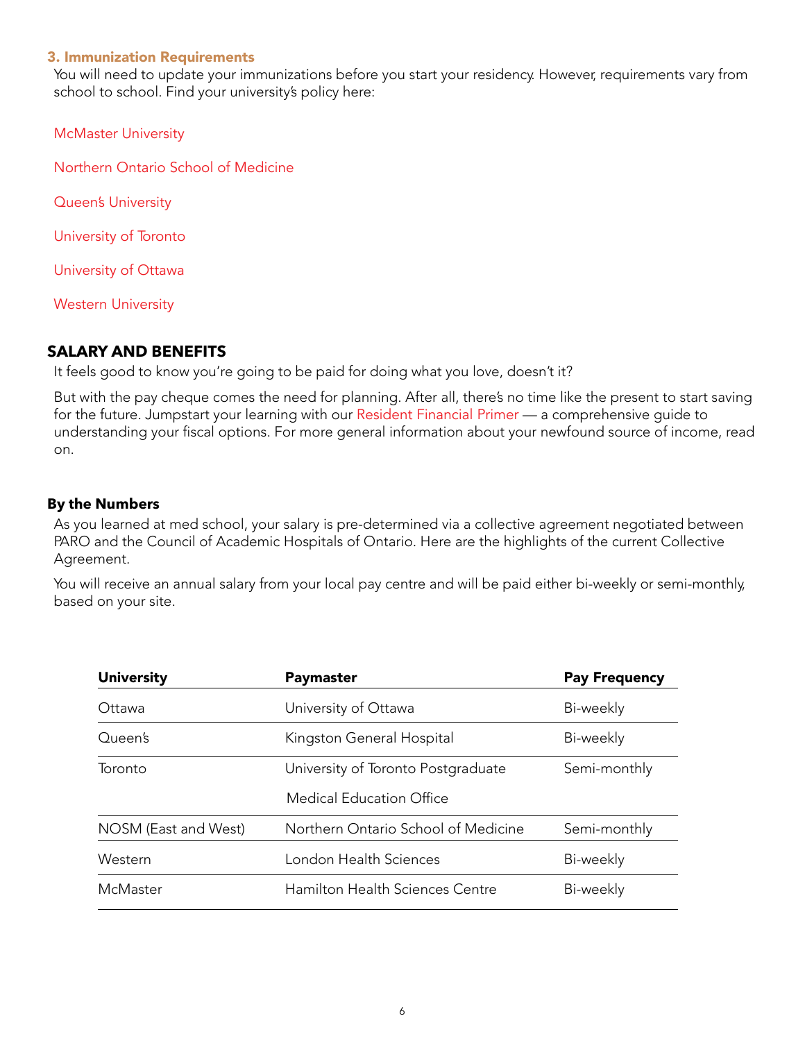### 3. Immunization Requirements

You will need to update your immunizations before you start your residency. However, requirements vary from school to school. Find your university's policy here:

McMaster University

Northern Ontario School of Medicine

Queen's University

University of Toronto

University of Ottawa

Western University

## SALARY AND BENEFITS

It feels good to know you're going to be paid for doing what you love, doesn't it?

But with the pay cheque comes the need for planning. After all, there's no time like the present to start saving for the future. Jumpstart your learning with our Resident Financial Primer — a comprehensive guide to understanding your fiscal options. For more general information about your newfound source of income, read on.

### By the Numbers

As you learned at med school, your salary is pre-determined via a collective agreement negotiated between PARO and the Council of Academic Hospitals of Ontario. Here are the highlights of the current Collective Agreement.

You will receive an annual salary from your local pay centre and will be paid either bi-weekly or semi-monthly, based on your site.

| University | Paymaster | Pay Frequency |
|---|---|---|
| Ottawa | University of Ottawa | Bi-weekly |
| Queen's | Kingston General Hospital | Bi-weekly |
| Toronto | University of Toronto Postgraduate Medical Education Office | Semi-monthly |
| NOSM (East and West) | Northern Ontario School of Medicine | Semi-monthly |
| Western | London Health Sciences | Bi-weekly |
| McMaster | Hamilton Health Sciences Centre | Bi-weekly |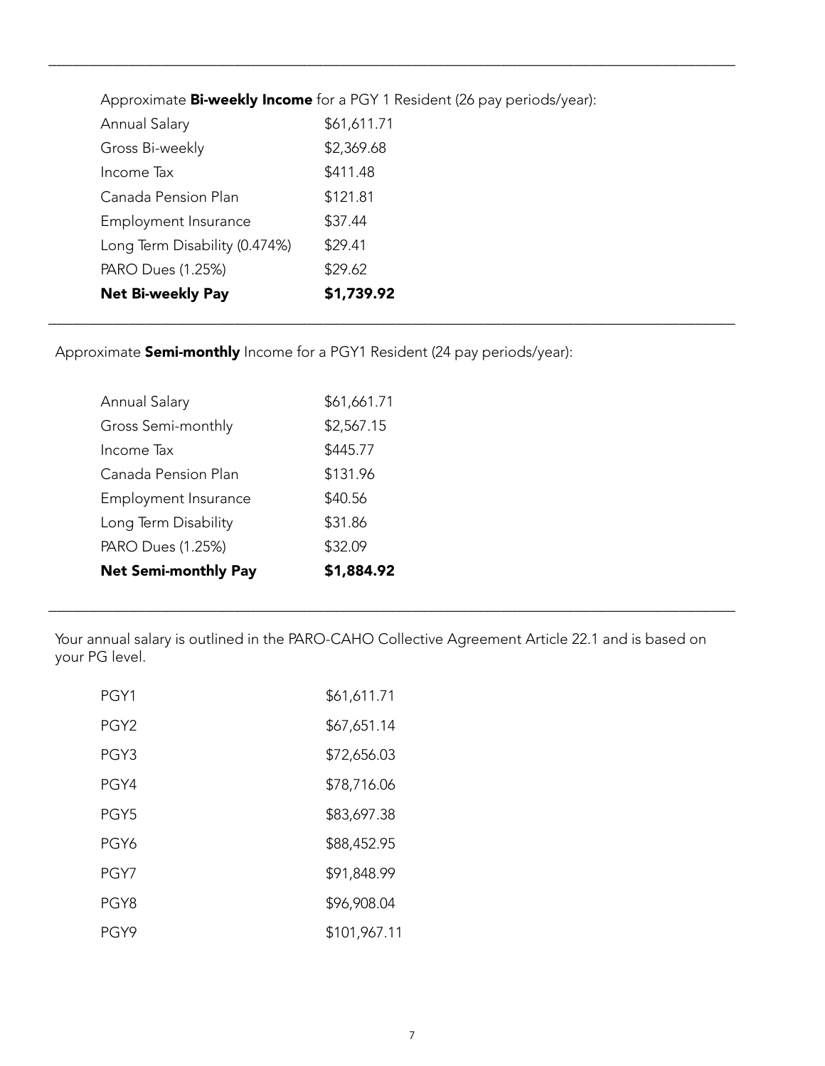Approximate **Bi-weekly Income** for a PGY 1 Resident (26 pay periods/year):

| | |
|---|---|
| Annual Salary | $61,611.71 |
| Gross Bi-weekly | $2,369.68 |
| Income Tax | $411.48 |
| Canada Pension Plan | $121.81 |
| Employment Insurance | $37.44 |
| Long Term Disability (0.474%) | $29.41 |
| PARO Dues (1.25%) | $29.62 |
| **Net Bi-weekly Pay** | **$1,739.92** |

Approximate **Semi-monthly** Income for a PGY1 Resident (24 pay periods/year):

| | |
|---|---|
| Annual Salary | $61,661.71 |
| Gross Semi-monthly | $2,567.15 |
| Income Tax | $445.77 |
| Canada Pension Plan | $131.96 |
| Employment Insurance | $40.56 |
| Long Term Disability | $31.86 |
| PARO Dues (1.25%) | $32.09 |
| **Net Semi-monthly Pay** | **$1,884.92** |

Your annual salary is outlined in the PARO-CAHO Collective Agreement Article 22.1 and is based on your PG level.

| | |
|---|---|
| PGY1 | $61,611.71 |
| PGY2 | $67,651.14 |
| PGY3 | $72,656.03 |
| PGY4 | $78,716.06 |
| PGY5 | $83,697.38 |
| PGY6 | $88,452.95 |
| PGY7 | $91,848.99 |
| PGY8 | $96,908.04 |
| PGY9 | $101,967.11 |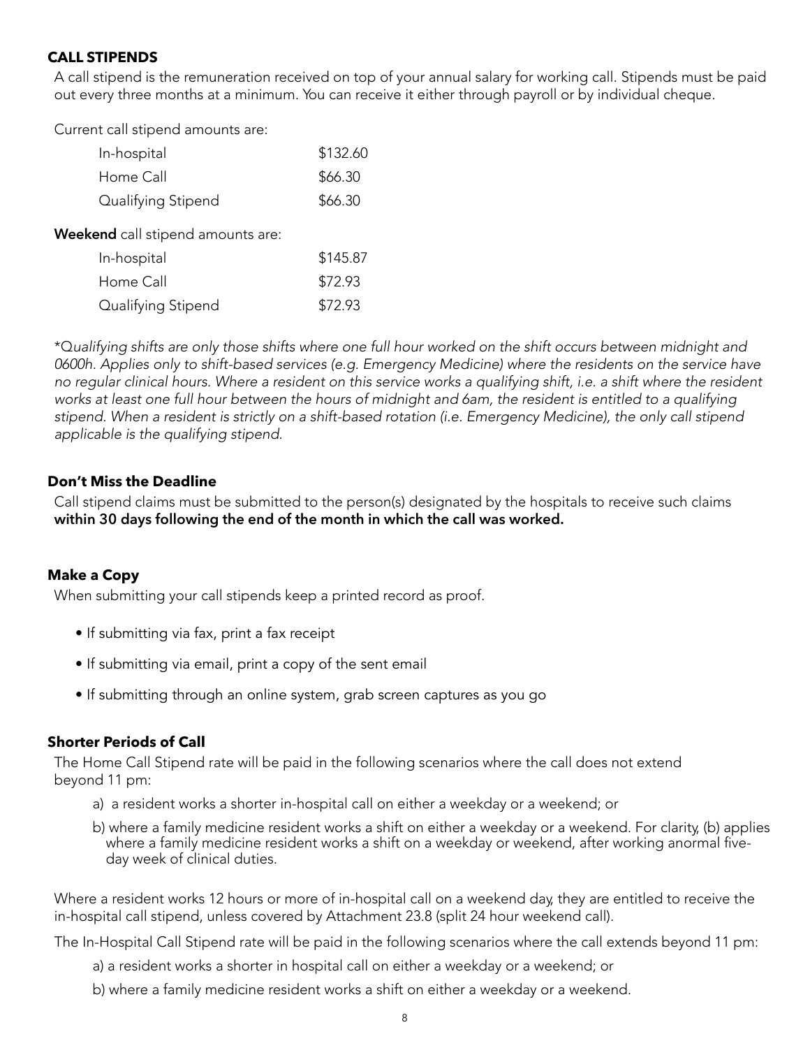## CALL STIPENDS

A call stipend is the remuneration received on top of your annual salary for working call. Stipends must be paid out every three months at a minimum. You can receive it either through payroll or by individual cheque.

Current call stipend amounts are:

| | |
|---|---|
| In-hospital | $132.60 |
| Home Call | $66.30 |
| Qualifying Stipend | $66.30 |

**Weekend** call stipend amounts are:

| | |
|---|---|
| In-hospital | $145.87 |
| Home Call | $72.93 |
| Qualifying Stipend | $72.93 |

*\*Qualifying shifts are only those shifts where one full hour worked on the shift occurs between midnight and 0600h. Applies only to shift-based services (e.g. Emergency Medicine) where the residents on the service have no regular clinical hours. Where a resident on this service works a qualifying shift, i.e. a shift where the resident works at least one full hour between the hours of midnight and 6am, the resident is entitled to a qualifying stipend. When a resident is strictly on a shift-based rotation (i.e. Emergency Medicine), the only call stipend applicable is the qualifying stipend.*

### Don't Miss the Deadline

Call stipend claims must be submitted to the person(s) designated by the hospitals to receive such claims **within 30 days following the end of the month in which the call was worked.**

### Make a Copy

When submitting your call stipends keep a printed record as proof.

- If submitting via fax, print a fax receipt
- If submitting via email, print a copy of the sent email
- If submitting through an online system, grab screen captures as you go

### Shorter Periods of Call

The Home Call Stipend rate will be paid in the following scenarios where the call does not extend beyond 11 pm:

a) a resident works a shorter in-hospital call on either a weekday or a weekend; or

b) where a family medicine resident works a shift on either a weekday or a weekend. For clarity, (b) applies where a family medicine resident works a shift on a weekday or weekend, after working anormal five-day week of clinical duties.

Where a resident works 12 hours or more of in-hospital call on a weekend day, they are entitled to receive the in-hospital call stipend, unless covered by Attachment 23.8 (split 24 hour weekend call).

The In-Hospital Call Stipend rate will be paid in the following scenarios where the call extends beyond 11 pm:

a) a resident works a shorter in hospital call on either a weekday or a weekend; or

b) where a family medicine resident works a shift on either a weekday or a weekend.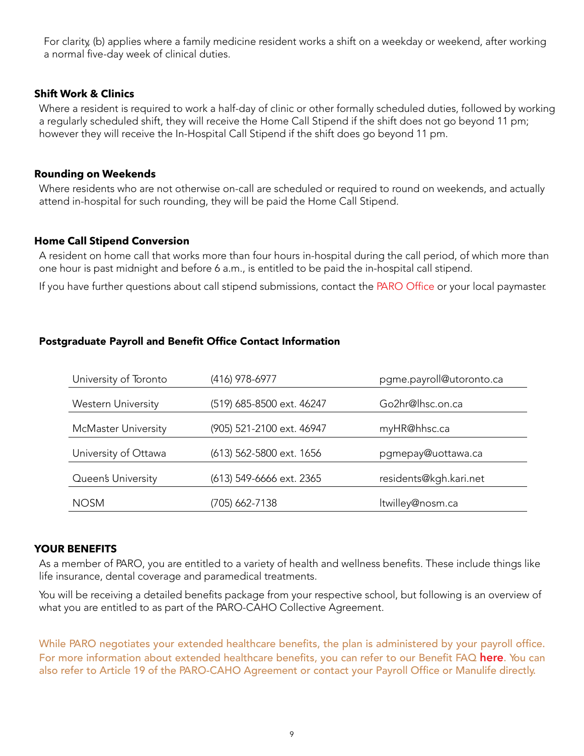For clarity, (b) applies where a family medicine resident works a shift on a weekday or weekend, after working a normal five-day week of clinical duties.

### Shift Work & Clinics

Where a resident is required to work a half-day of clinic or other formally scheduled duties, followed by working a regularly scheduled shift, they will receive the Home Call Stipend if the shift does not go beyond 11 pm; however they will receive the In-Hospital Call Stipend if the shift does go beyond 11 pm.

### Rounding on Weekends

Where residents who are not otherwise on-call are scheduled or required to round on weekends, and actually attend in-hospital for such rounding, they will be paid the Home Call Stipend.

### Home Call Stipend Conversion

A resident on home call that works more than four hours in-hospital during the call period, of which more than one hour is past midnight and before 6 a.m., is entitled to be paid the in-hospital call stipend.

If you have further questions about call stipend submissions, contact the PARO Office or your local paymaster.

### Postgraduate Payroll and Benefit Office Contact Information

| | | |
|---|---|---|
| University of Toronto | (416) 978-6977 | pgme.payroll@utoronto.ca |
| Western University | (519) 685-8500 ext. 46247 | Go2hr@lhsc.on.ca |
| McMaster University | (905) 521-2100 ext. 46947 | myHR@hhsc.ca |
| University of Ottawa | (613) 562-5800 ext. 1656 | pgmepay@uottawa.ca |
| Queen's University | (613) 549-6666 ext. 2365 | residents@kgh.kari.net |
| NOSM | (705) 662-7138 | ltwilley@nosm.ca |

## YOUR BENEFITS

As a member of PARO, you are entitled to a variety of health and wellness benefits. These include things like life insurance, dental coverage and paramedical treatments.

You will be receiving a detailed benefits package from your respective school, but following is an overview of what you are entitled to as part of the PARO-CAHO Collective Agreement.

While PARO negotiates your extended healthcare benefits, the plan is administered by your payroll office. For more information about extended healthcare benefits, you can refer to our Benefit FAQ **here**. You can also refer to Article 19 of the PARO-CAHO Agreement or contact your Payroll Office or Manulife directly.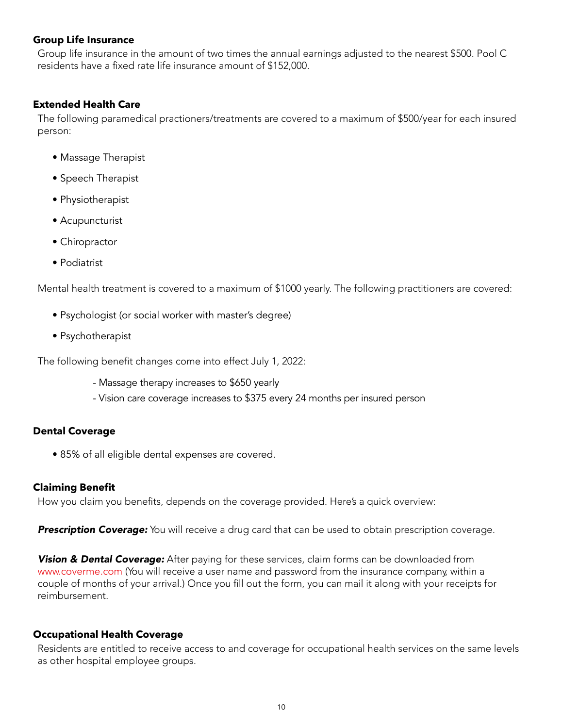### Group Life Insurance

Group life insurance in the amount of two times the annual earnings adjusted to the nearest $500. Pool C residents have a fixed rate life insurance amount of $152,000.

### Extended Health Care

The following paramedical practioners/treatments are covered to a maximum of $500/year for each insured person:

- Massage Therapist
- Speech Therapist
- Physiotherapist
- Acupuncturist
- Chiropractor
- Podiatrist

Mental health treatment is covered to a maximum of $1000 yearly. The following practitioners are covered:

- Psychologist (or social worker with master's degree)
- Psychotherapist

The following benefit changes come into effect July 1, 2022:

- Massage therapy increases to $650 yearly
- Vision care coverage increases to $375 every 24 months per insured person

### Dental Coverage

- 85% of all eligible dental expenses are covered.

### Claiming Benefit

How you claim you benefits, depends on the coverage provided. Here's a quick overview:

***Prescription Coverage:*** You will receive a drug card that can be used to obtain prescription coverage.

***Vision & Dental Coverage:*** After paying for these services, claim forms can be downloaded from www.coverme.com (You will receive a user name and password from the insurance company, within a couple of months of your arrival.) Once you fill out the form, you can mail it along with your receipts for reimbursement.

### Occupational Health Coverage

Residents are entitled to receive access to and coverage for occupational health services on the same levels as other hospital employee groups.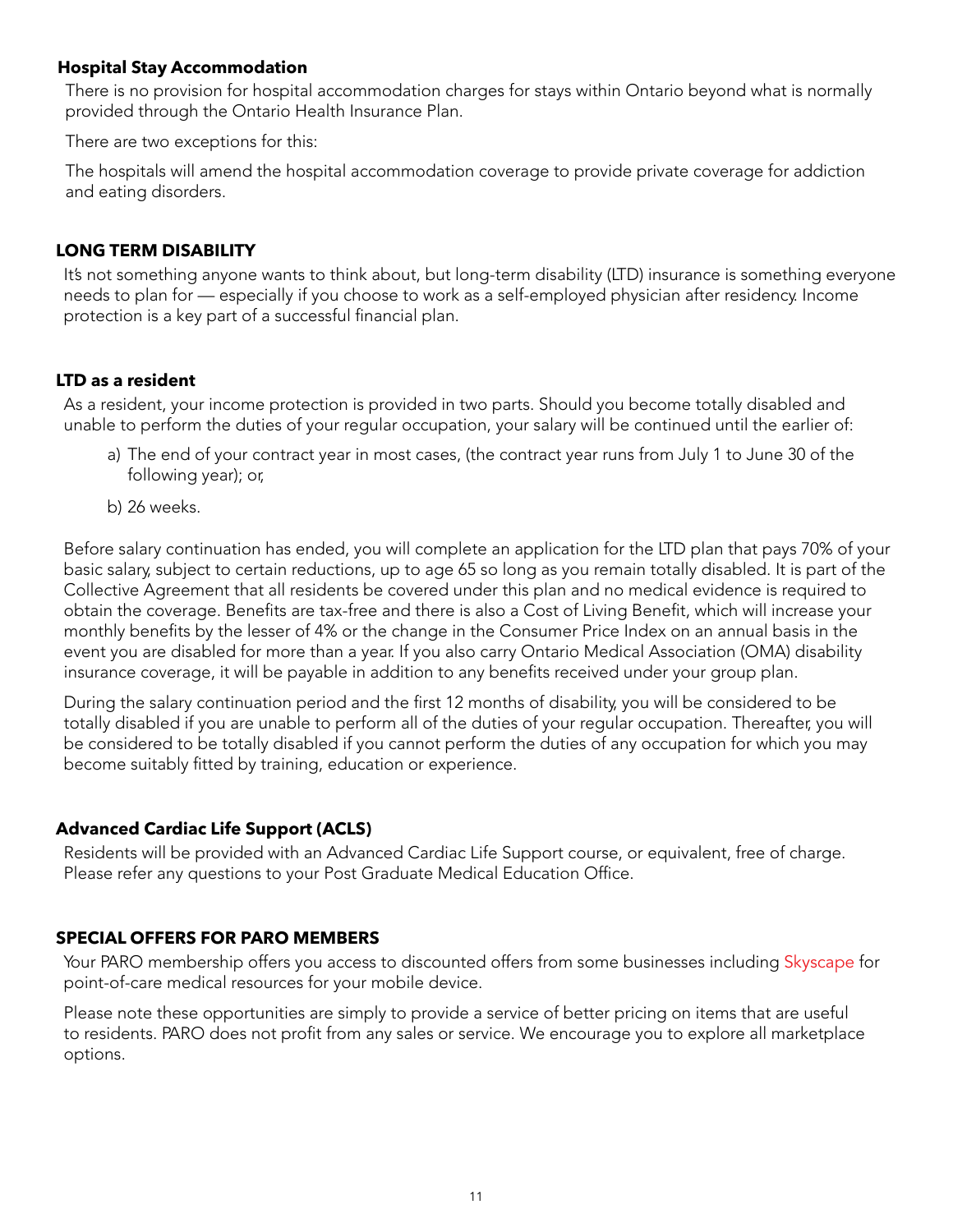### Hospital Stay Accommodation

There is no provision for hospital accommodation charges for stays within Ontario beyond what is normally provided through the Ontario Health Insurance Plan.

There are two exceptions for this:

The hospitals will amend the hospital accommodation coverage to provide private coverage for addiction and eating disorders.

## LONG TERM DISABILITY

It's not something anyone wants to think about, but long-term disability (LTD) insurance is something everyone needs to plan for — especially if you choose to work as a self-employed physician after residency. Income protection is a key part of a successful financial plan.

### LTD as a resident

As a resident, your income protection is provided in two parts. Should you become totally disabled and unable to perform the duties of your regular occupation, your salary will be continued until the earlier of:

a) The end of your contract year in most cases, (the contract year runs from July 1 to June 30 of the following year); or,

b) 26 weeks.

Before salary continuation has ended, you will complete an application for the LTD plan that pays 70% of your basic salary, subject to certain reductions, up to age 65 so long as you remain totally disabled. It is part of the Collective Agreement that all residents be covered under this plan and no medical evidence is required to obtain the coverage. Benefits are tax-free and there is also a Cost of Living Benefit, which will increase your monthly benefits by the lesser of 4% or the change in the Consumer Price Index on an annual basis in the event you are disabled for more than a year. If you also carry Ontario Medical Association (OMA) disability insurance coverage, it will be payable in addition to any benefits received under your group plan.

During the salary continuation period and the first 12 months of disability, you will be considered to be totally disabled if you are unable to perform all of the duties of your regular occupation. Thereafter, you will be considered to be totally disabled if you cannot perform the duties of any occupation for which you may become suitably fitted by training, education or experience.

### Advanced Cardiac Life Support (ACLS)

Residents will be provided with an Advanced Cardiac Life Support course, or equivalent, free of charge. Please refer any questions to your Post Graduate Medical Education Office.

## SPECIAL OFFERS FOR PARO MEMBERS

Your PARO membership offers you access to discounted offers from some businesses including Skyscape for point-of-care medical resources for your mobile device.

Please note these opportunities are simply to provide a service of better pricing on items that are useful to residents. PARO does not profit from any sales or service. We encourage you to explore all marketplace options.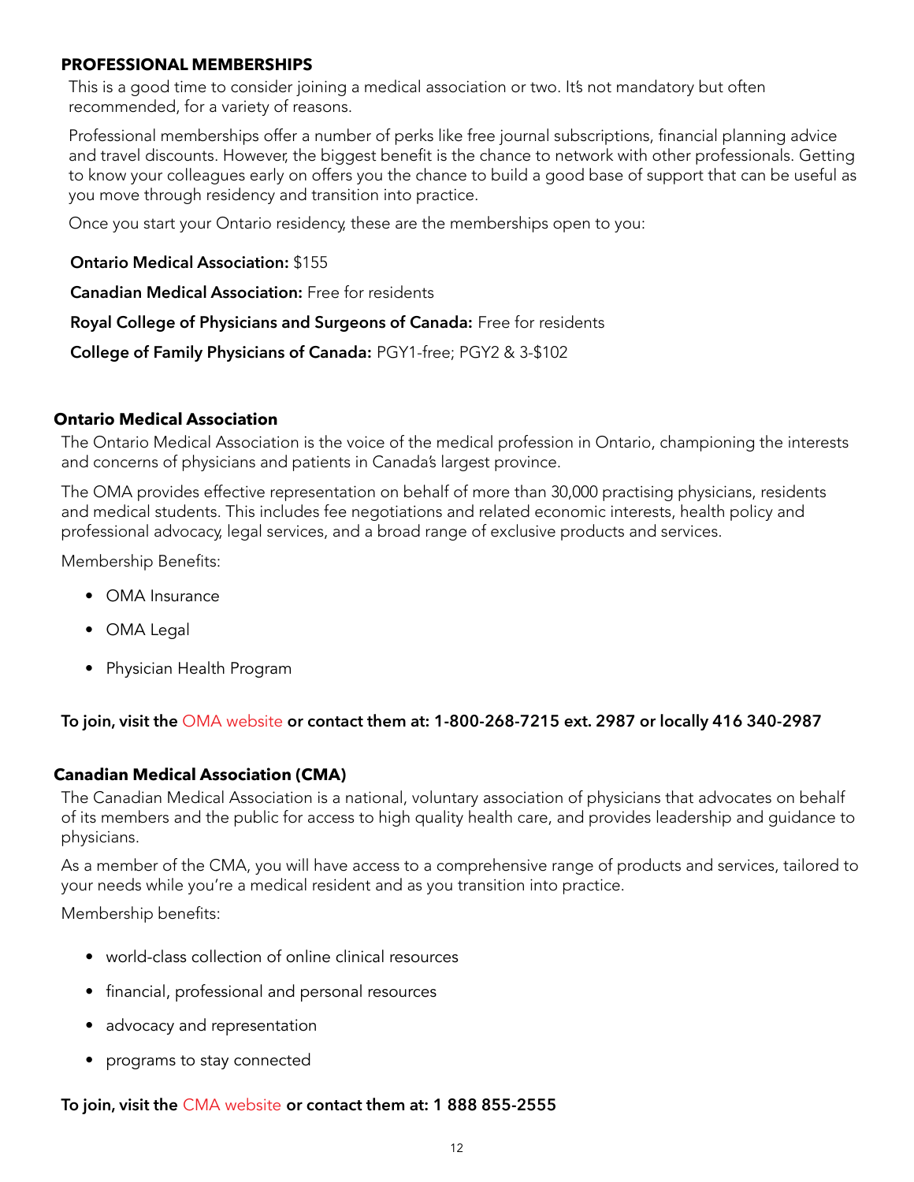## PROFESSIONAL MEMBERSHIPS

This is a good time to consider joining a medical association or two. It's not mandatory but often recommended, for a variety of reasons.

Professional memberships offer a number of perks like free journal subscriptions, financial planning advice and travel discounts. However, the biggest benefit is the chance to network with other professionals. Getting to know your colleagues early on offers you the chance to build a good base of support that can be useful as you move through residency and transition into practice.

Once you start your Ontario residency, these are the memberships open to you:

**Ontario Medical Association:** $155

**Canadian Medical Association:** Free for residents

**Royal College of Physicians and Surgeons of Canada:** Free for residents

**College of Family Physicians of Canada:** PGY1-free; PGY2 & 3-$102

### Ontario Medical Association

The Ontario Medical Association is the voice of the medical profession in Ontario, championing the interests and concerns of physicians and patients in Canada's largest province.

The OMA provides effective representation on behalf of more than 30,000 practising physicians, residents and medical students. This includes fee negotiations and related economic interests, health policy and professional advocacy, legal services, and a broad range of exclusive products and services.

Membership Benefits:

- OMA Insurance
- OMA Legal
- Physician Health Program

**To join, visit the** OMA website **or contact them at: 1-800-268-7215 ext. 2987 or locally 416 340-2987**

### Canadian Medical Association (CMA)

The Canadian Medical Association is a national, voluntary association of physicians that advocates on behalf of its members and the public for access to high quality health care, and provides leadership and guidance to physicians.

As a member of the CMA, you will have access to a comprehensive range of products and services, tailored to your needs while you're a medical resident and as you transition into practice.

Membership benefits:

- world-class collection of online clinical resources
- financial, professional and personal resources
- advocacy and representation
- programs to stay connected

**To join, visit the** CMA website **or contact them at: 1 888 855-2555**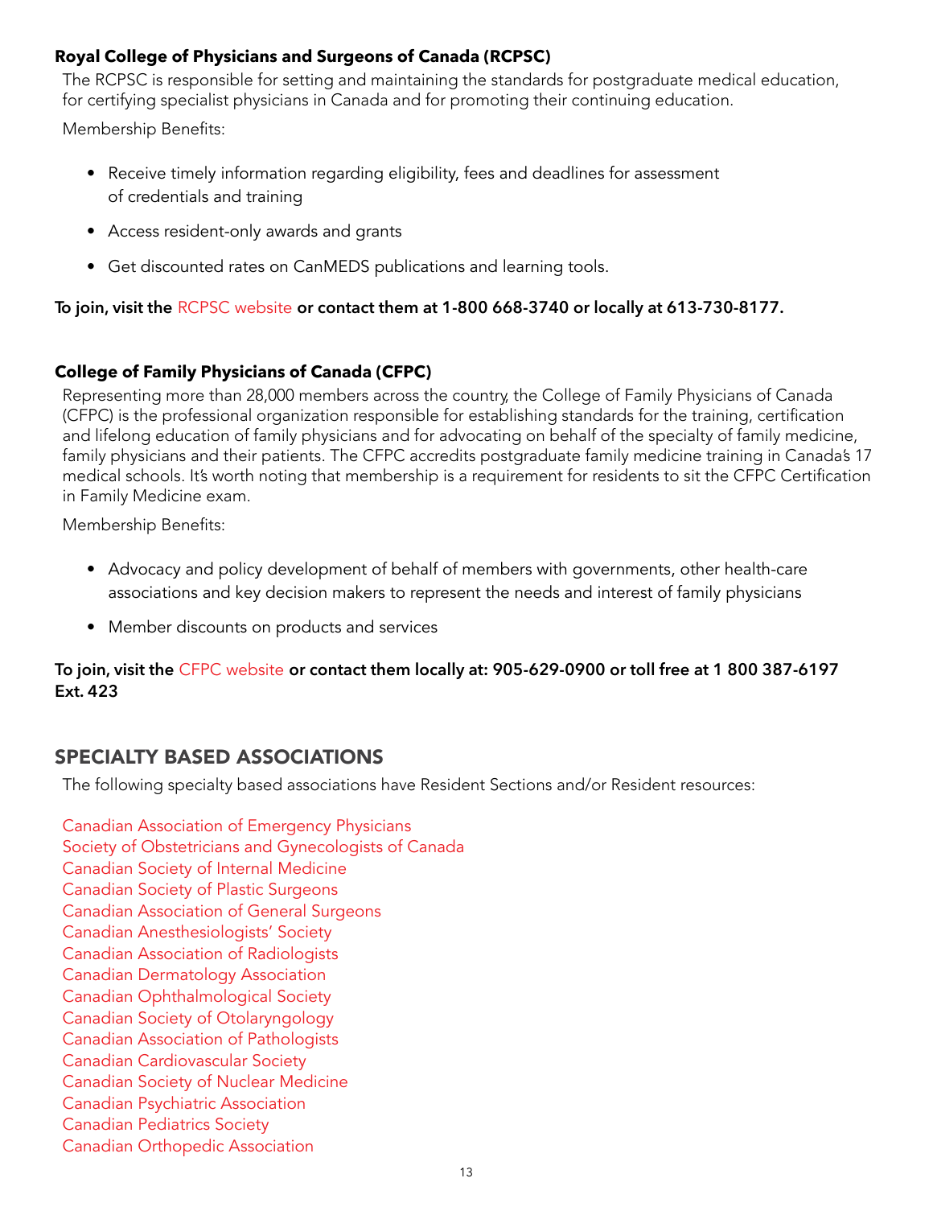### Royal College of Physicians and Surgeons of Canada (RCPSC)

The RCPSC is responsible for setting and maintaining the standards for postgraduate medical education, for certifying specialist physicians in Canada and for promoting their continuing education.

Membership Benefits:

- Receive timely information regarding eligibility, fees and deadlines for assessment of credentials and training
- Access resident-only awards and grants
- Get discounted rates on CanMEDS publications and learning tools.

**To join, visit the RCPSC website or contact them at 1-800 668-3740 or locally at 613-730-8177.**

### College of Family Physicians of Canada (CFPC)

Representing more than 28,000 members across the country, the College of Family Physicians of Canada (CFPC) is the professional organization responsible for establishing standards for the training, certification and lifelong education of family physicians and for advocating on behalf of the specialty of family medicine, family physicians and their patients. The CFPC accredits postgraduate family medicine training in Canada's 17 medical schools. It's worth noting that membership is a requirement for residents to sit the CFPC Certification in Family Medicine exam.

Membership Benefits:

- Advocacy and policy development of behalf of members with governments, other health-care associations and key decision makers to represent the needs and interest of family physicians
- Member discounts on products and services

**To join, visit the CFPC website or contact them locally at: 905-629-0900 or toll free at 1 800 387-6197 Ext. 423**

## SPECIALTY BASED ASSOCIATIONS

The following specialty based associations have Resident Sections and/or Resident resources:

Canadian Association of Emergency Physicians
Society of Obstetricians and Gynecologists of Canada
Canadian Society of Internal Medicine
Canadian Society of Plastic Surgeons
Canadian Association of General Surgeons
Canadian Anesthesiologists' Society
Canadian Association of Radiologists
Canadian Dermatology Association
Canadian Ophthalmological Society
Canadian Society of Otolaryngology
Canadian Association of Pathologists
Canadian Cardiovascular Society
Canadian Society of Nuclear Medicine
Canadian Psychiatric Association
Canadian Pediatrics Society
Canadian Orthopedic Association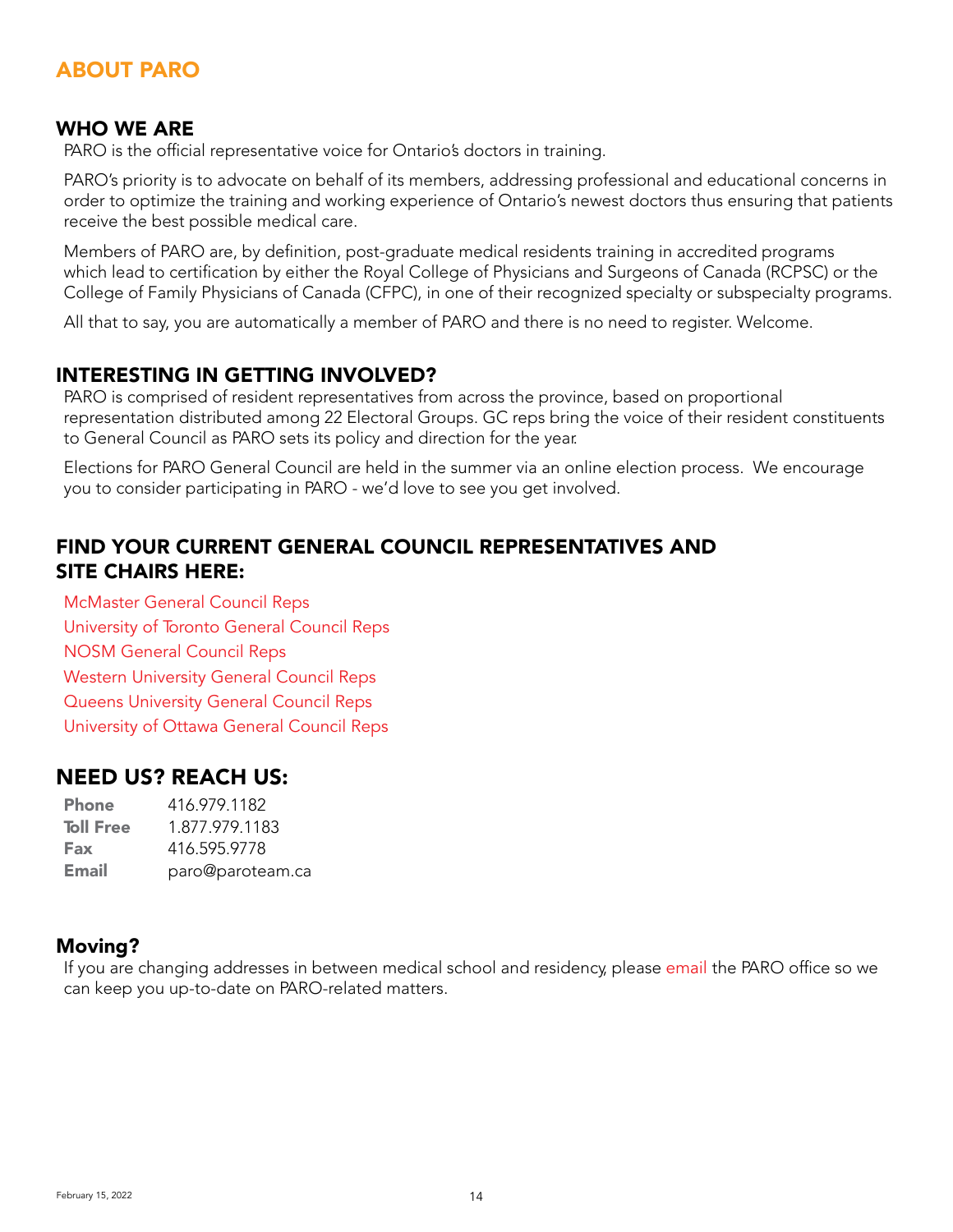# ABOUT PARO

## WHO WE ARE

PARO is the official representative voice for Ontario's doctors in training.

PARO's priority is to advocate on behalf of its members, addressing professional and educational concerns in order to optimize the training and working experience of Ontario's newest doctors thus ensuring that patients receive the best possible medical care.

Members of PARO are, by definition, post-graduate medical residents training in accredited programs which lead to certification by either the Royal College of Physicians and Surgeons of Canada (RCPSC) or the College of Family Physicians of Canada (CFPC), in one of their recognized specialty or subspecialty programs.

All that to say, you are automatically a member of PARO and there is no need to register. Welcome.

## INTERESTING IN GETTING INVOLVED?

PARO is comprised of resident representatives from across the province, based on proportional representation distributed among 22 Electoral Groups. GC reps bring the voice of their resident constituents to General Council as PARO sets its policy and direction for the year.

Elections for PARO General Council are held in the summer via an online election process. We encourage you to consider participating in PARO - we'd love to see you get involved.

## FIND YOUR CURRENT GENERAL COUNCIL REPRESENTATIVES AND SITE CHAIRS HERE:

McMaster General Council Reps
University of Toronto General Council Reps
NOSM General Council Reps
Western University General Council Reps
Queens University General Council Reps
University of Ottawa General Council Reps

## NEED US? REACH US:

| | |
|---|---|
| **Phone** | 416.979.1182 |
| **Toll Free** | 1.877.979.1183 |
| **Fax** | 416.595.9778 |
| **Email** | paro@paroteam.ca |

## Moving?

If you are changing addresses in between medical school and residency, please email the PARO office so we can keep you up-to-date on PARO-related matters.